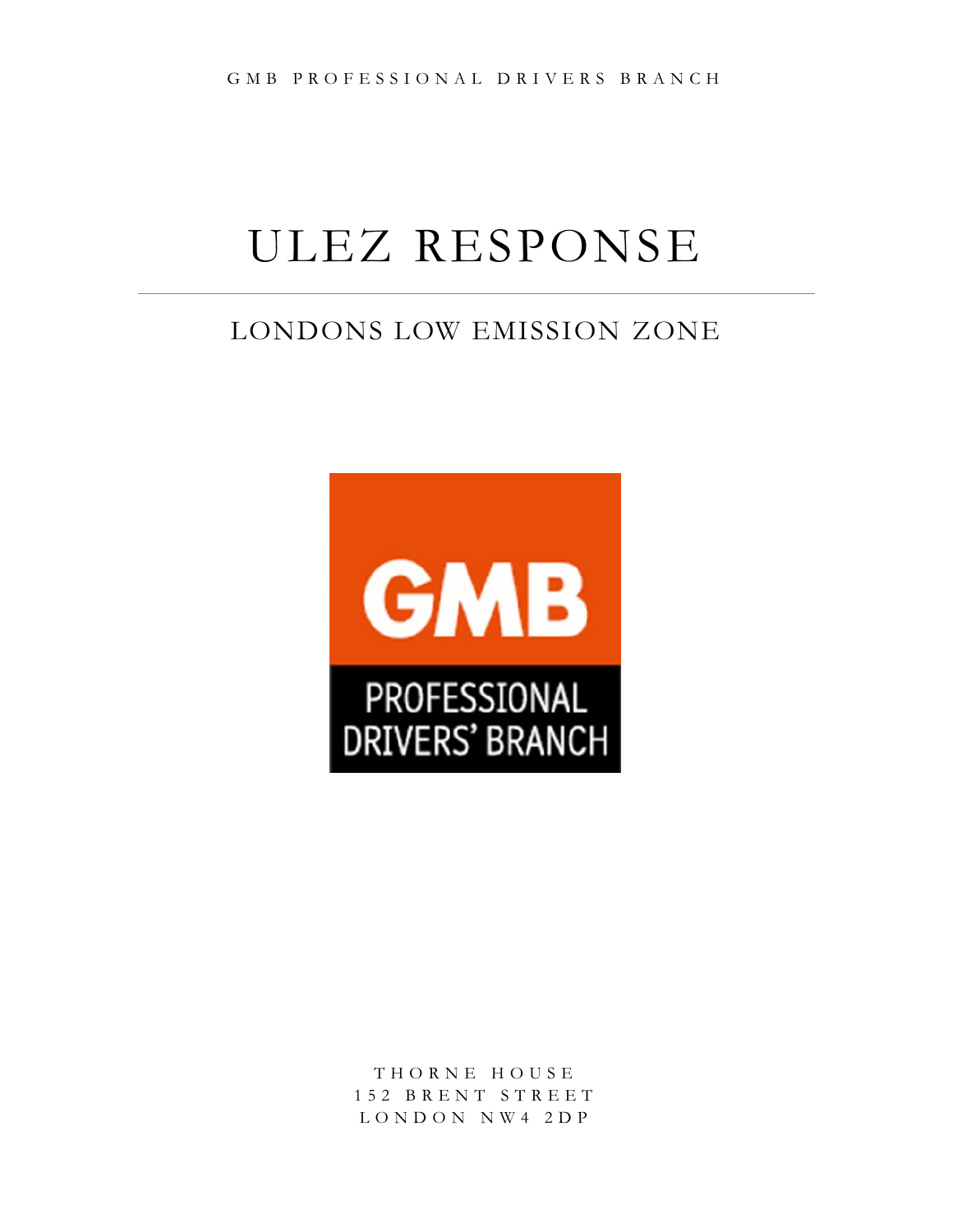GMB PROFESSIONAL DRIVERS BRANCH

# ULEZ RESPONSE

## LONDONS LOW EMISSION ZONE

GMB

PROFESSIONAL DRIVERS' BRANCH

THORNE HOUSE
152 BRENT STREET
LONDON NW4 2DP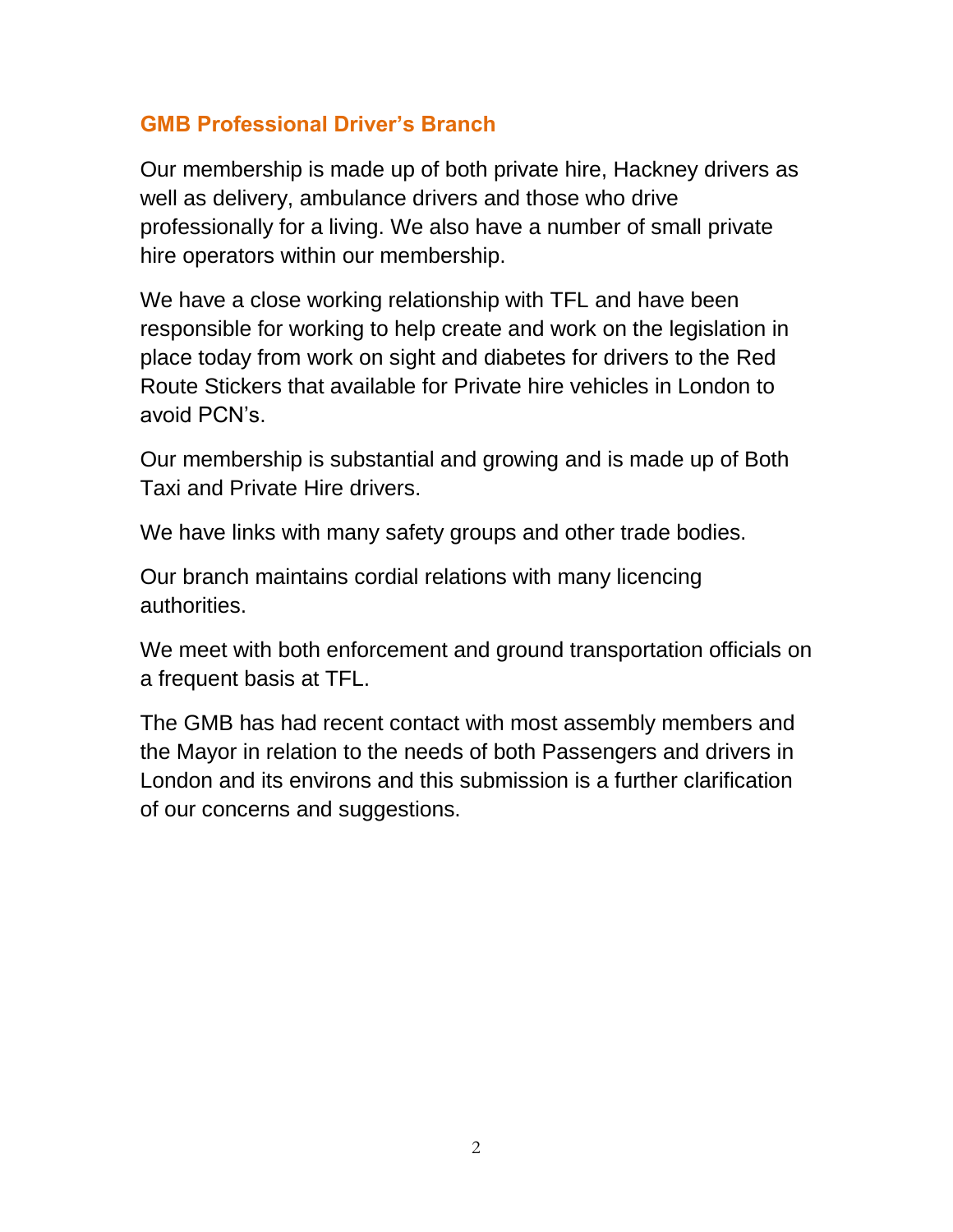## GMB Professional Driver's Branch

Our membership is made up of both private hire, Hackney drivers as well as delivery, ambulance drivers and those who drive professionally for a living. We also have a number of small private hire operators within our membership.

We have a close working relationship with TFL and have been responsible for working to help create and work on the legislation in place today from work on sight and diabetes for drivers to the Red Route Stickers that available for Private hire vehicles in London to avoid PCN's.

Our membership is substantial and growing and is made up of Both Taxi and Private Hire drivers.

We have links with many safety groups and other trade bodies.

Our branch maintains cordial relations with many licencing authorities.

We meet with both enforcement and ground transportation officials on a frequent basis at TFL.

The GMB has had recent contact with most assembly members and the Mayor in relation to the needs of both Passengers and drivers in London and its environs and this submission is a further clarification of our concerns and suggestions.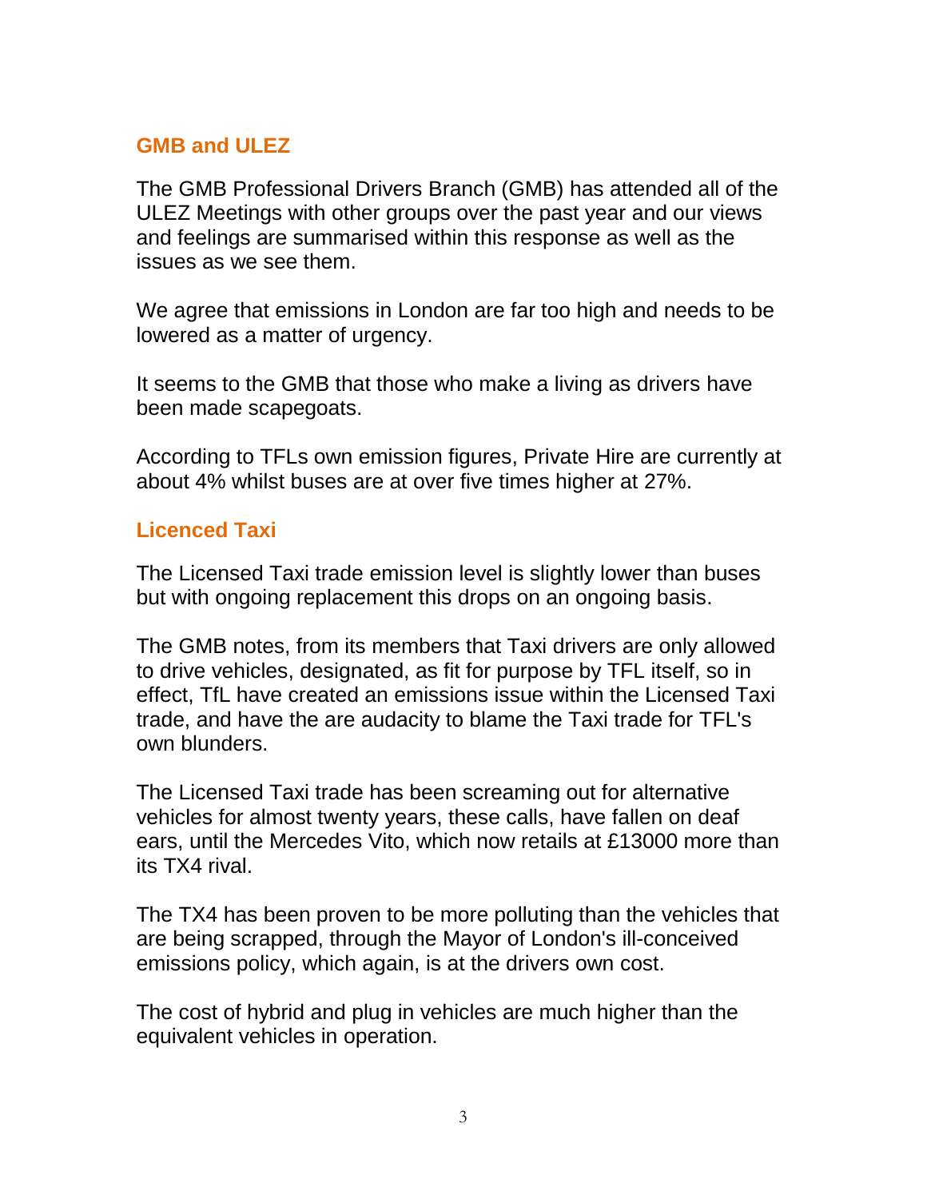## GMB and ULEZ

The GMB Professional Drivers Branch (GMB) has attended all of the ULEZ Meetings with other groups over the past year and our views and feelings are summarised within this response as well as the issues as we see them.

We agree that emissions in London are far too high and needs to be lowered as a matter of urgency.

It seems to the GMB that those who make a living as drivers have been made scapegoats.

According to TFLs own emission figures, Private Hire are currently at about 4% whilst buses are at over five times higher at 27%.

## Licenced Taxi

The Licensed Taxi trade emission level is slightly lower than buses but with ongoing replacement this drops on an ongoing basis.

The GMB notes, from its members that Taxi drivers are only allowed to drive vehicles, designated, as fit for purpose by TFL itself, so in effect, TfL have created an emissions issue within the Licensed Taxi trade, and have the are audacity to blame the Taxi trade for TFL's own blunders.

The Licensed Taxi trade has been screaming out for alternative vehicles for almost twenty years, these calls, have fallen on deaf ears, until the Mercedes Vito, which now retails at £13000 more than its TX4 rival.

The TX4 has been proven to be more polluting than the vehicles that are being scrapped, through the Mayor of London's ill-conceived emissions policy, which again, is at the drivers own cost.

The cost of hybrid and plug in vehicles are much higher than the equivalent vehicles in operation.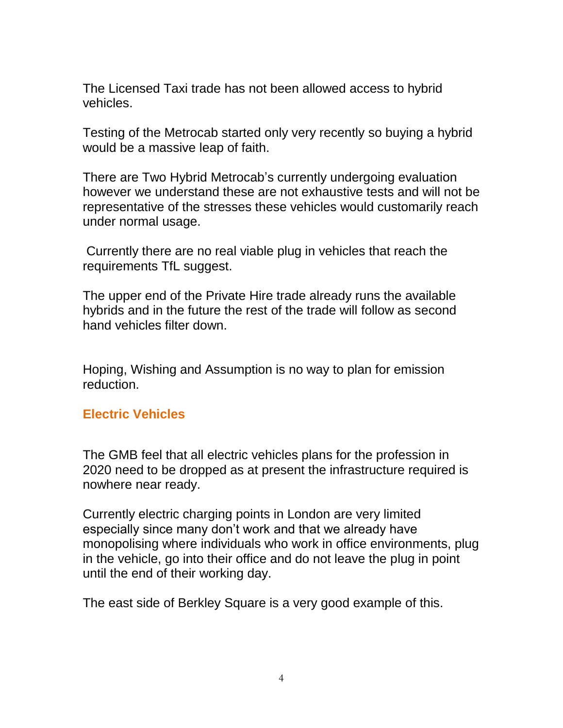The Licensed Taxi trade has not been allowed access to hybrid vehicles.

Testing of the Metrocab started only very recently so buying a hybrid would be a massive leap of faith.

There are Two Hybrid Metrocab's currently undergoing evaluation however we understand these are not exhaustive tests and will not be representative of the stresses these vehicles would customarily reach under normal usage.

Currently there are no real viable plug in vehicles that reach the requirements TfL suggest.

The upper end of the Private Hire trade already runs the available hybrids and in the future the rest of the trade will follow as second hand vehicles filter down.

Hoping, Wishing and Assumption is no way to plan for emission reduction.

## Electric Vehicles

The GMB feel that all electric vehicles plans for the profession in 2020 need to be dropped as at present the infrastructure required is nowhere near ready.

Currently electric charging points in London are very limited especially since many don't work and that we already have monopolising where individuals who work in office environments, plug in the vehicle, go into their office and do not leave the plug in point until the end of their working day.

The east side of Berkley Square is a very good example of this.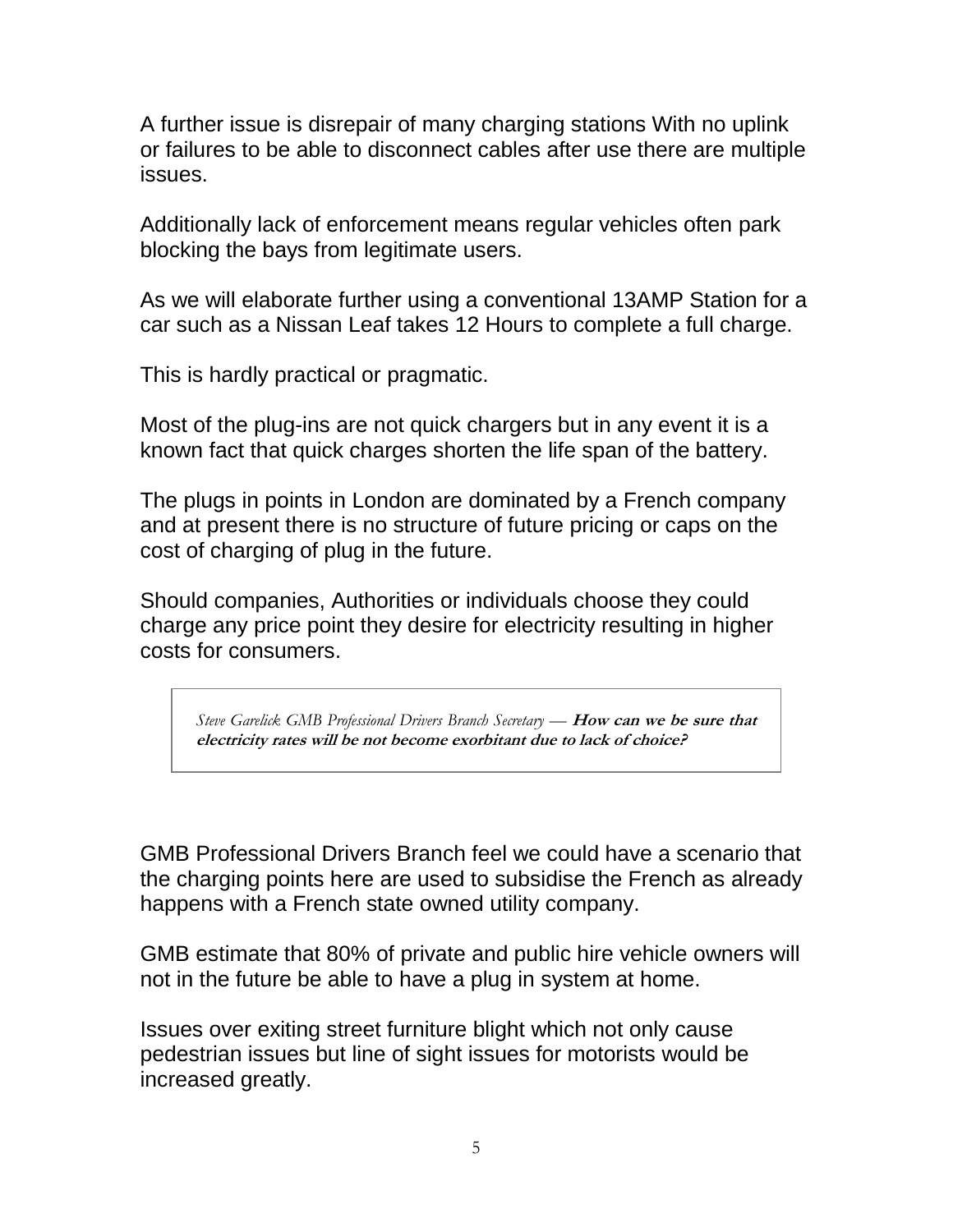A further issue is disrepair of many charging stations With no uplink or failures to be able to disconnect cables after use there are multiple issues.

Additionally lack of enforcement means regular vehicles often park blocking the bays from legitimate users.

As we will elaborate further using a conventional 13AMP Station for a car such as a Nissan Leaf takes 12 Hours to complete a full charge.

This is hardly practical or pragmatic.

Most of the plug-ins are not quick chargers but in any event it is a known fact that quick charges shorten the life span of the battery.

The plugs in points in London are dominated by a French company and at present there is no structure of future pricing or caps on the cost of charging of plug in the future.

Should companies, Authorities or individuals choose they could charge any price point they desire for electricity resulting in higher costs for consumers.

> *Steve Garelick GMB Professional Drivers Branch Secretary* — **How can we be sure that electricity rates will be not become exorbitant due to lack of choice?**

GMB Professional Drivers Branch feel we could have a scenario that the charging points here are used to subsidise the French as already happens with a French state owned utility company.

GMB estimate that 80% of private and public hire vehicle owners will not in the future be able to have a plug in system at home.

Issues over exiting street furniture blight which not only cause pedestrian issues but line of sight issues for motorists would be increased greatly.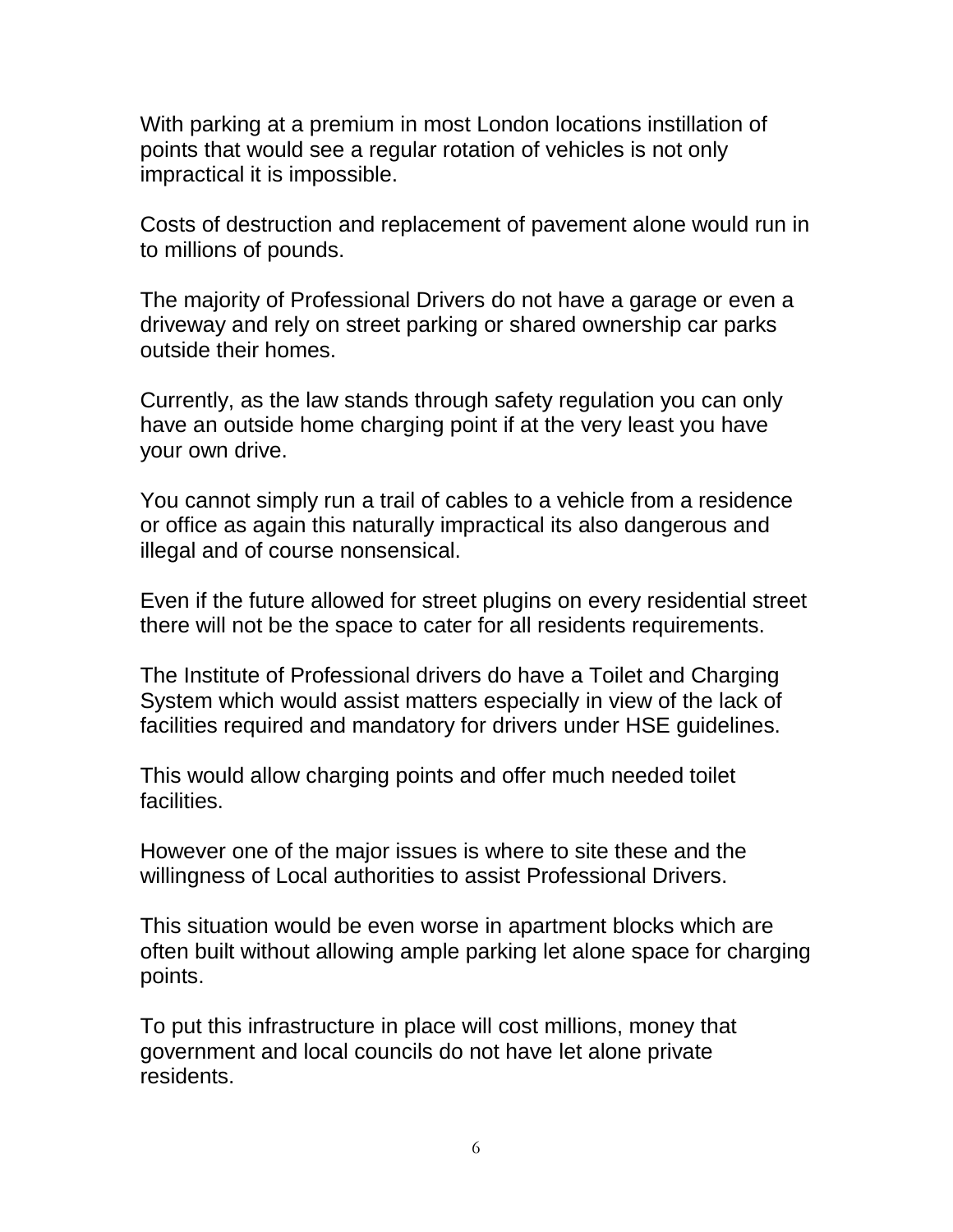With parking at a premium in most London locations instillation of points that would see a regular rotation of vehicles is not only impractical it is impossible.

Costs of destruction and replacement of pavement alone would run in to millions of pounds.

The majority of Professional Drivers do not have a garage or even a driveway and rely on street parking or shared ownership car parks outside their homes.

Currently, as the law stands through safety regulation you can only have an outside home charging point if at the very least you have your own drive.

You cannot simply run a trail of cables to a vehicle from a residence or office as again this naturally impractical its also dangerous and illegal and of course nonsensical.

Even if the future allowed for street plugins on every residential street there will not be the space to cater for all residents requirements.

The Institute of Professional drivers do have a Toilet and Charging System which would assist matters especially in view of the lack of facilities required and mandatory for drivers under HSE guidelines.

This would allow charging points and offer much needed toilet facilities.

However one of the major issues is where to site these and the willingness of Local authorities to assist Professional Drivers.

This situation would be even worse in apartment blocks which are often built without allowing ample parking let alone space for charging points.

To put this infrastructure in place will cost millions, money that government and local councils do not have let alone private residents.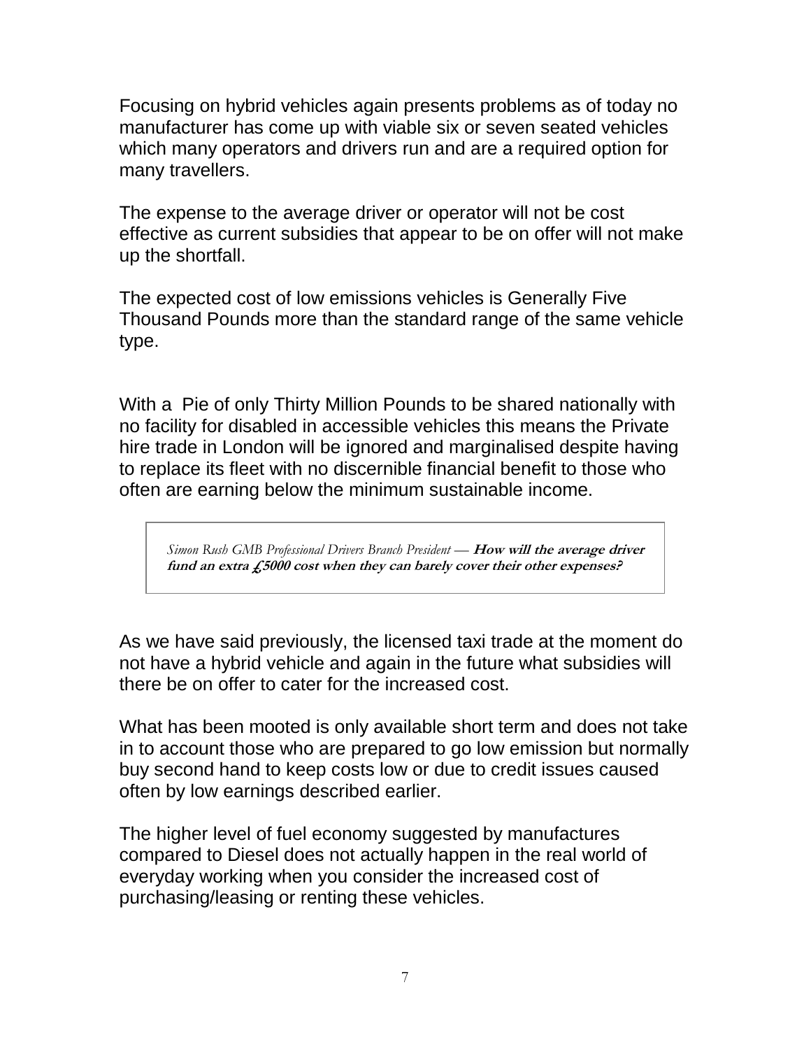Focusing on hybrid vehicles again presents problems as of today no manufacturer has come up with viable six or seven seated vehicles which many operators and drivers run and are a required option for many travellers.

The expense to the average driver or operator will not be cost effective as current subsidies that appear to be on offer will not make up the shortfall.

The expected cost of low emissions vehicles is Generally Five Thousand Pounds more than the standard range of the same vehicle type.

With a Pie of only Thirty Million Pounds to be shared nationally with no facility for disabled in accessible vehicles this means the Private hire trade in London will be ignored and marginalised despite having to replace its fleet with no discernible financial benefit to those who often are earning below the minimum sustainable income.

> *Simon Rush GMB Professional Drivers Branch President* — ***How will the average driver fund an extra £5000 cost when they can barely cover their other expenses?***

As we have said previously, the licensed taxi trade at the moment do not have a hybrid vehicle and again in the future what subsidies will there be on offer to cater for the increased cost.

What has been mooted is only available short term and does not take in to account those who are prepared to go low emission but normally buy second hand to keep costs low or due to credit issues caused often by low earnings described earlier.

The higher level of fuel economy suggested by manufactures compared to Diesel does not actually happen in the real world of everyday working when you consider the increased cost of purchasing/leasing or renting these vehicles.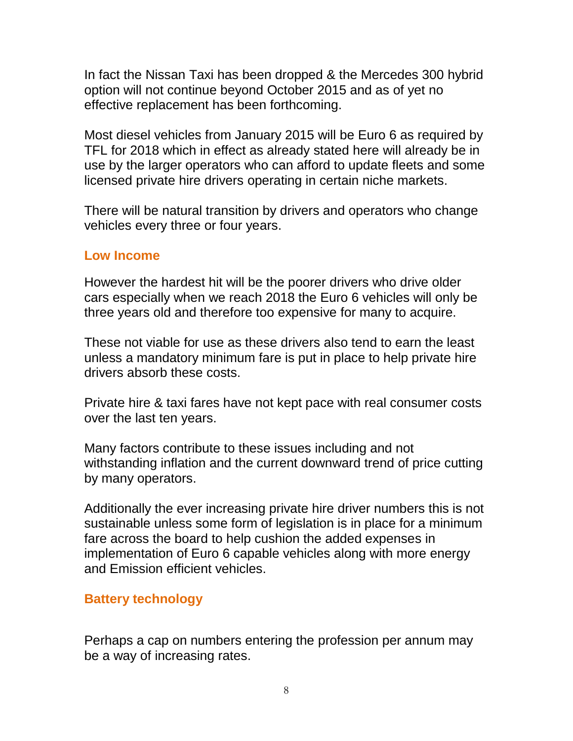In fact the Nissan Taxi has been dropped & the Mercedes 300 hybrid option will not continue beyond October 2015 and as of yet no effective replacement has been forthcoming.

Most diesel vehicles from January 2015 will be Euro 6 as required by TFL for 2018 which in effect as already stated here will already be in use by the larger operators who can afford to update fleets and some licensed private hire drivers operating in certain niche markets.

There will be natural transition by drivers and operators who change vehicles every three or four years.

## Low Income

However the hardest hit will be the poorer drivers who drive older cars especially when we reach 2018 the Euro 6 vehicles will only be three years old and therefore too expensive for many to acquire.

These not viable for use as these drivers also tend to earn the least unless a mandatory minimum fare is put in place to help private hire drivers absorb these costs.

Private hire & taxi fares have not kept pace with real consumer costs over the last ten years.

Many factors contribute to these issues including and not withstanding inflation and the current downward trend of price cutting by many operators.

Additionally the ever increasing private hire driver numbers this is not sustainable unless some form of legislation is in place for a minimum fare across the board to help cushion the added expenses in implementation of Euro 6 capable vehicles along with more energy and Emission efficient vehicles.

## Battery technology

Perhaps a cap on numbers entering the profession per annum may be a way of increasing rates.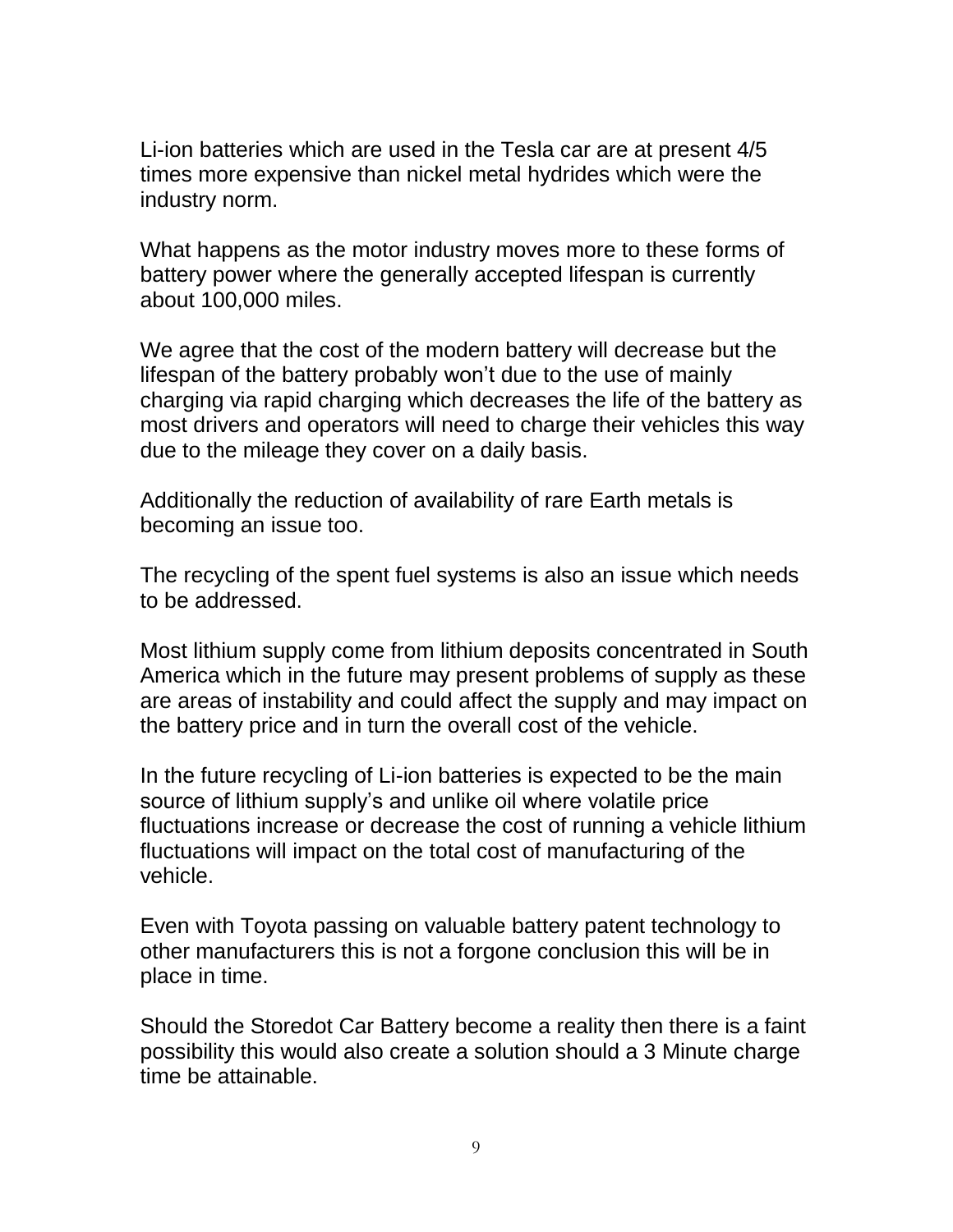Li-ion batteries which are used in the Tesla car are at present 4/5 times more expensive than nickel metal hydrides which were the industry norm.

What happens as the motor industry moves more to these forms of battery power where the generally accepted lifespan is currently about 100,000 miles.

We agree that the cost of the modern battery will decrease but the lifespan of the battery probably won't due to the use of mainly charging via rapid charging which decreases the life of the battery as most drivers and operators will need to charge their vehicles this way due to the mileage they cover on a daily basis.

Additionally the reduction of availability of rare Earth metals is becoming an issue too.

The recycling of the spent fuel systems is also an issue which needs to be addressed.

Most lithium supply come from lithium deposits concentrated in South America which in the future may present problems of supply as these are areas of instability and could affect the supply and may impact on the battery price and in turn the overall cost of the vehicle.

In the future recycling of Li-ion batteries is expected to be the main source of lithium supply's and unlike oil where volatile price fluctuations increase or decrease the cost of running a vehicle lithium fluctuations will impact on the total cost of manufacturing of the vehicle.

Even with Toyota passing on valuable battery patent technology to other manufacturers this is not a forgone conclusion this will be in place in time.

Should the Storedot Car Battery become a reality then there is a faint possibility this would also create a solution should a 3 Minute charge time be attainable.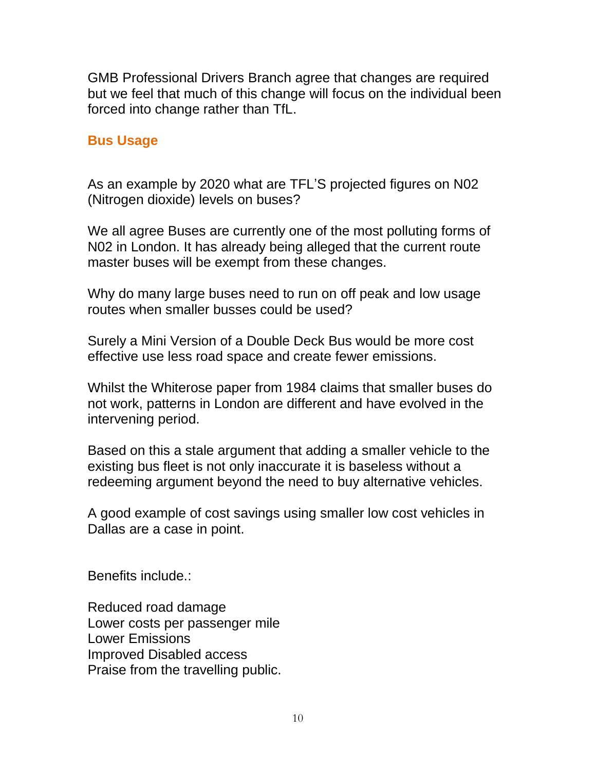GMB Professional Drivers Branch agree that changes are required but we feel that much of this change will focus on the individual been forced into change rather than TfL.

## Bus Usage

As an example by 2020 what are TFL'S projected figures on N02 (Nitrogen dioxide) levels on buses?

We all agree Buses are currently one of the most polluting forms of N02 in London. It has already being alleged that the current route master buses will be exempt from these changes.

Why do many large buses need to run on off peak and low usage routes when smaller busses could be used?

Surely a Mini Version of a Double Deck Bus would be more cost effective use less road space and create fewer emissions.

Whilst the Whiterose paper from 1984 claims that smaller buses do not work, patterns in London are different and have evolved in the intervening period.

Based on this a stale argument that adding a smaller vehicle to the existing bus fleet is not only inaccurate it is baseless without a redeeming argument beyond the need to buy alternative vehicles.

A good example of cost savings using smaller low cost vehicles in Dallas are a case in point.

Benefits include.:

Reduced road damage
Lower costs per passenger mile
Lower Emissions
Improved Disabled access
Praise from the travelling public.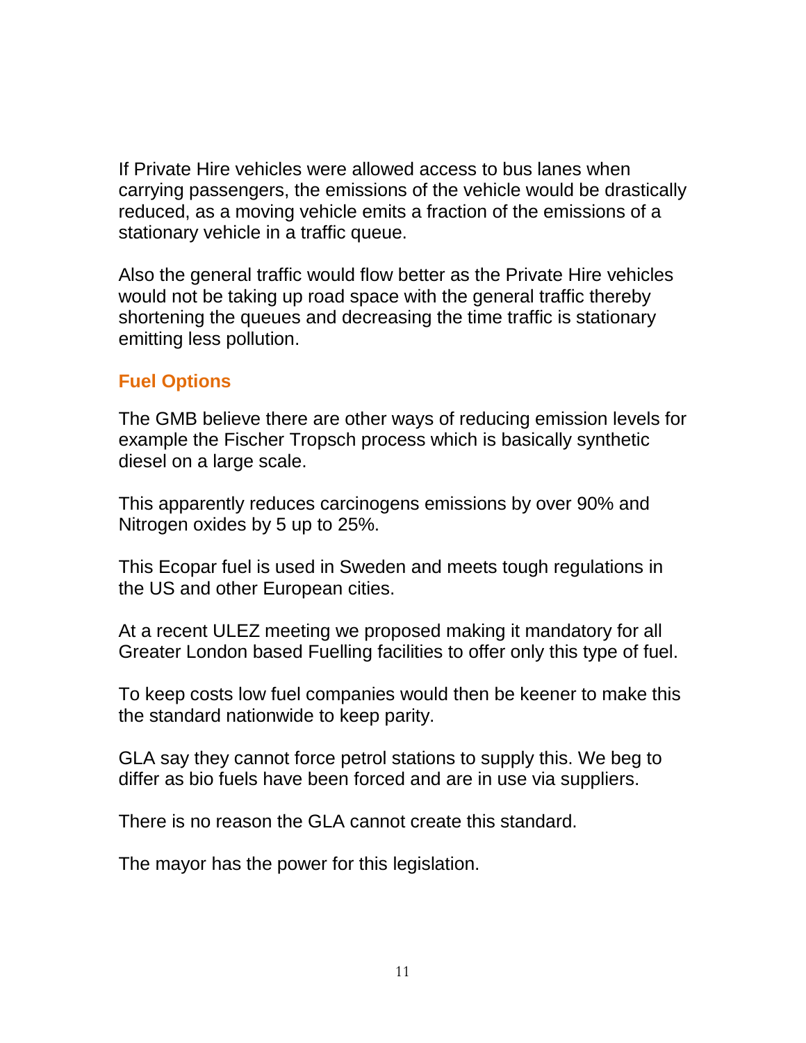If Private Hire vehicles were allowed access to bus lanes when carrying passengers, the emissions of the vehicle would be drastically reduced, as a moving vehicle emits a fraction of the emissions of a stationary vehicle in a traffic queue.

Also the general traffic would flow better as the Private Hire vehicles would not be taking up road space with the general traffic thereby shortening the queues and decreasing the time traffic is stationary emitting less pollution.

## Fuel Options

The GMB believe there are other ways of reducing emission levels for example the Fischer Tropsch process which is basically synthetic diesel on a large scale.

This apparently reduces carcinogens emissions by over 90% and Nitrogen oxides by 5 up to 25%.

This Ecopar fuel is used in Sweden and meets tough regulations in the US and other European cities.

At a recent ULEZ meeting we proposed making it mandatory for all Greater London based Fuelling facilities to offer only this type of fuel.

To keep costs low fuel companies would then be keener to make this the standard nationwide to keep parity.

GLA say they cannot force petrol stations to supply this. We beg to differ as bio fuels have been forced and are in use via suppliers.

There is no reason the GLA cannot create this standard.

The mayor has the power for this legislation.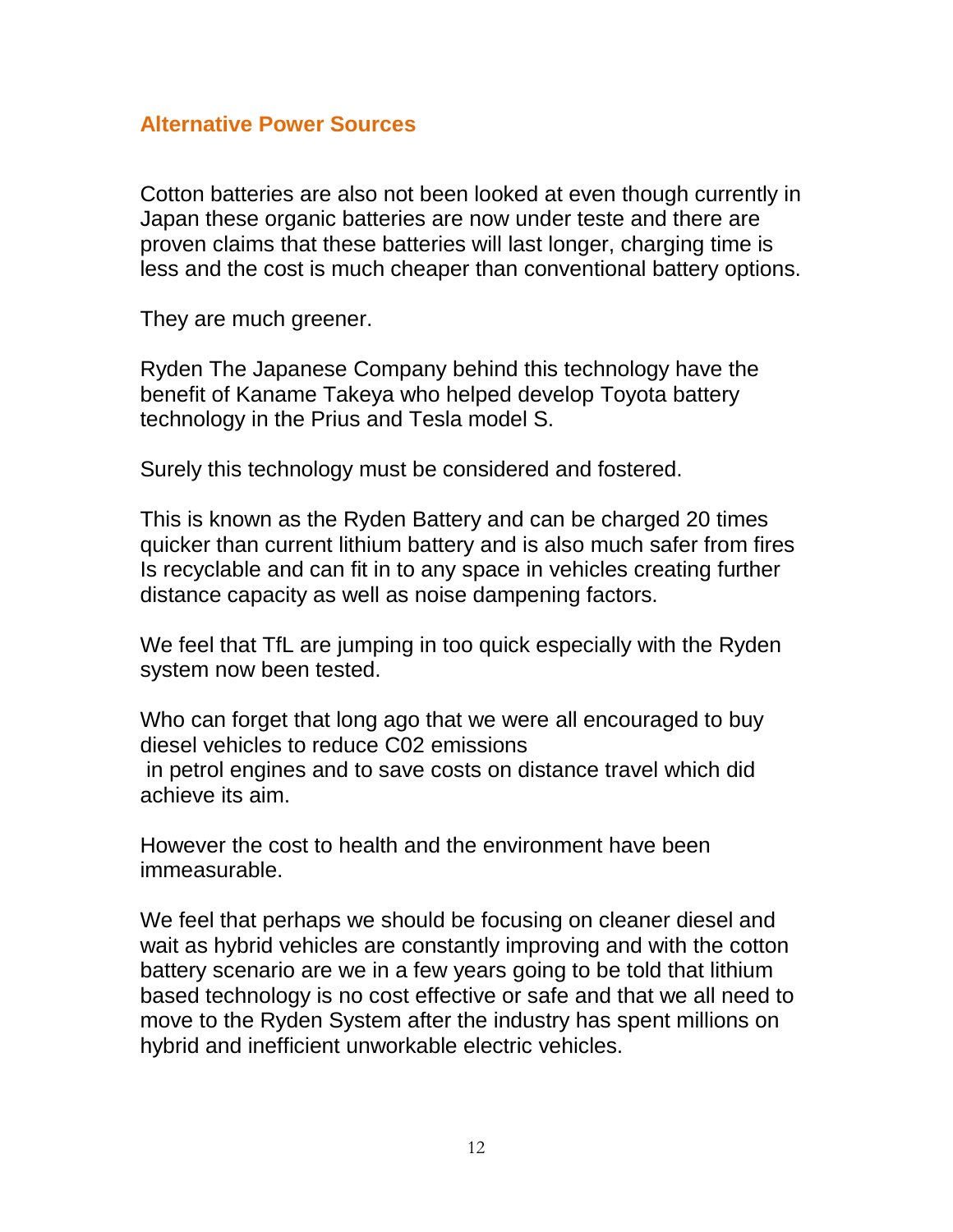## Alternative Power Sources

Cotton batteries are also not been looked at even though currently in Japan these organic batteries are now under teste and there are proven claims that these batteries will last longer, charging time is less and the cost is much cheaper than conventional battery options.

They are much greener.

Ryden The Japanese Company behind this technology have the benefit of Kaname Takeya who helped develop Toyota battery technology in the Prius and Tesla model S.

Surely this technology must be considered and fostered.

This is known as the Ryden Battery and can be charged 20 times quicker than current lithium battery and is also much safer from fires Is recyclable and can fit in to any space in vehicles creating further distance capacity as well as noise dampening factors.

We feel that TfL are jumping in too quick especially with the Ryden system now been tested.

Who can forget that long ago that we were all encouraged to buy diesel vehicles to reduce C02 emissions in petrol engines and to save costs on distance travel which did achieve its aim.

However the cost to health and the environment have been immeasurable.

We feel that perhaps we should be focusing on cleaner diesel and wait as hybrid vehicles are constantly improving and with the cotton battery scenario are we in a few years going to be told that lithium based technology is no cost effective or safe and that we all need to move to the Ryden System after the industry has spent millions on hybrid and inefficient unworkable electric vehicles.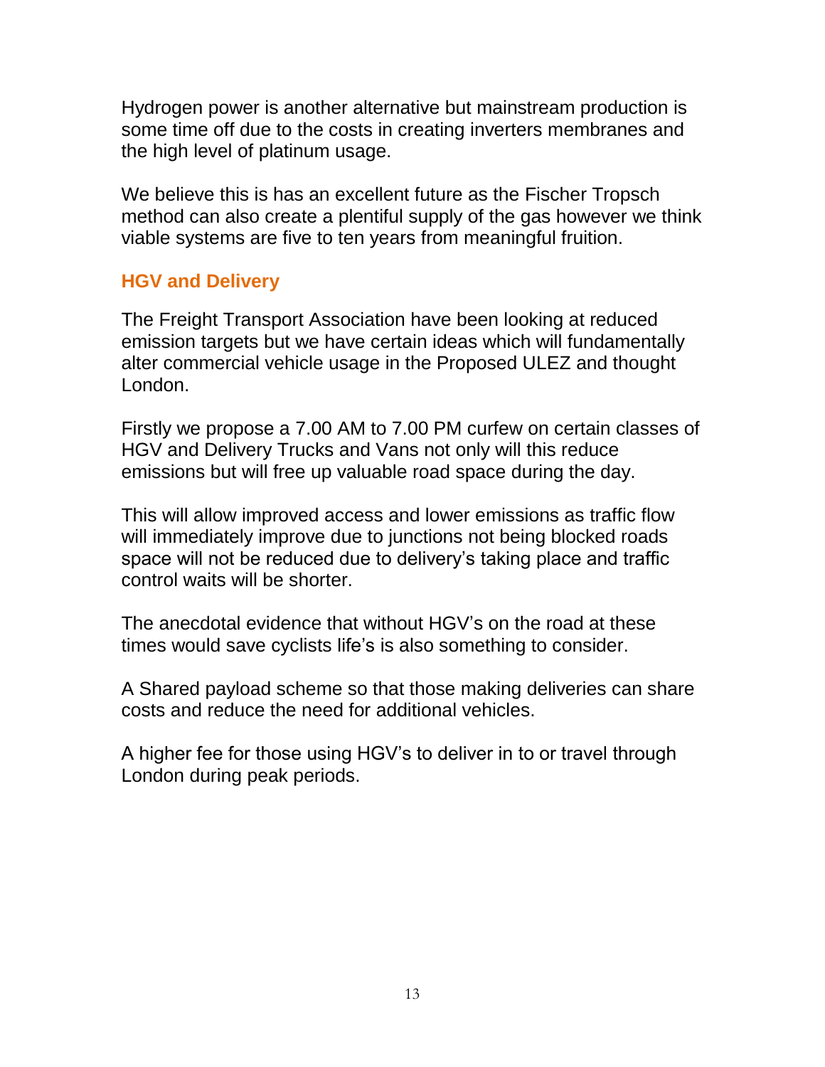Hydrogen power is another alternative but mainstream production is some time off due to the costs in creating inverters membranes and the high level of platinum usage.

We believe this is has an excellent future as the Fischer Tropsch method can also create a plentiful supply of the gas however we think viable systems are five to ten years from meaningful fruition.

### HGV and Delivery

The Freight Transport Association have been looking at reduced emission targets but we have certain ideas which will fundamentally alter commercial vehicle usage in the Proposed ULEZ and thought London.

Firstly we propose a 7.00 AM to 7.00 PM curfew on certain classes of HGV and Delivery Trucks and Vans not only will this reduce emissions but will free up valuable road space during the day.

This will allow improved access and lower emissions as traffic flow will immediately improve due to junctions not being blocked roads space will not be reduced due to delivery's taking place and traffic control waits will be shorter.

The anecdotal evidence that without HGV's on the road at these times would save cyclists life's is also something to consider.

A Shared payload scheme so that those making deliveries can share costs and reduce the need for additional vehicles.

A higher fee for those using HGV's to deliver in to or travel through London during peak periods.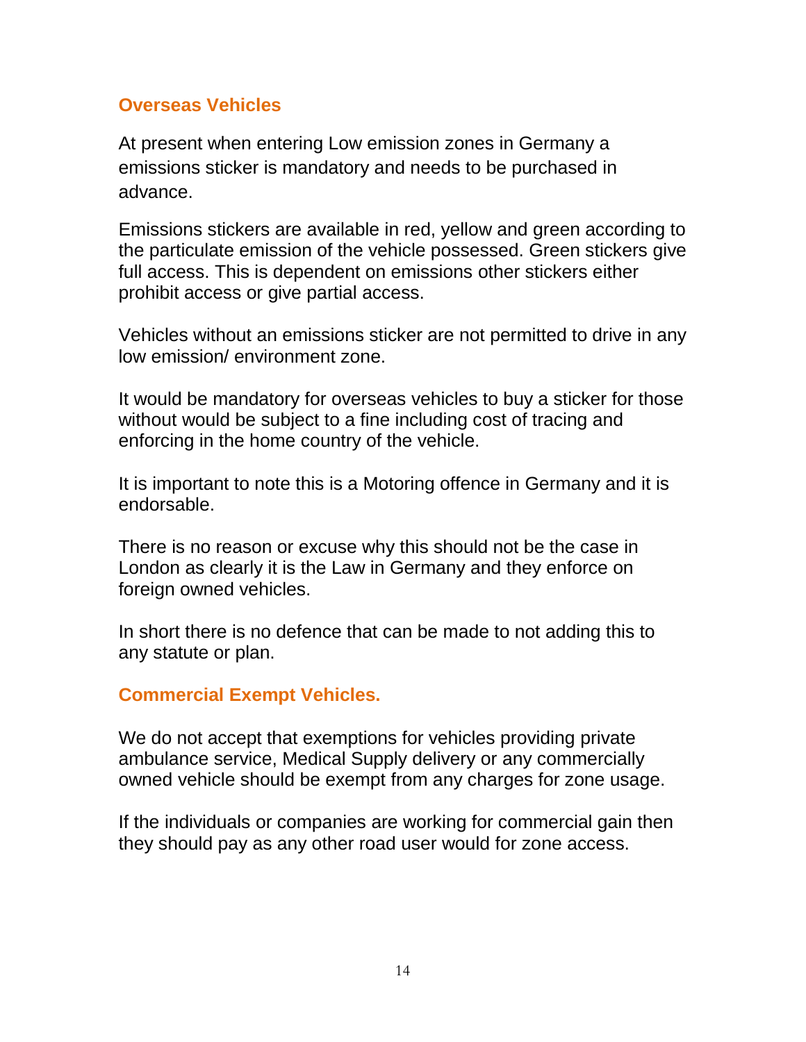## Overseas Vehicles

At present when entering Low emission zones in Germany a emissions sticker is mandatory and needs to be purchased in advance.

Emissions stickers are available in red, yellow and green according to the particulate emission of the vehicle possessed. Green stickers give full access. This is dependent on emissions other stickers either prohibit access or give partial access.

Vehicles without an emissions sticker are not permitted to drive in any low emission/ environment zone.

It would be mandatory for overseas vehicles to buy a sticker for those without would be subject to a fine including cost of tracing and enforcing in the home country of the vehicle.

It is important to note this is a Motoring offence in Germany and it is endorsable.

There is no reason or excuse why this should not be the case in London as clearly it is the Law in Germany and they enforce on foreign owned vehicles.

In short there is no defence that can be made to not adding this to any statute or plan.

## Commercial Exempt Vehicles.

We do not accept that exemptions for vehicles providing private ambulance service, Medical Supply delivery or any commercially owned vehicle should be exempt from any charges for zone usage.

If the individuals or companies are working for commercial gain then they should pay as any other road user would for zone access.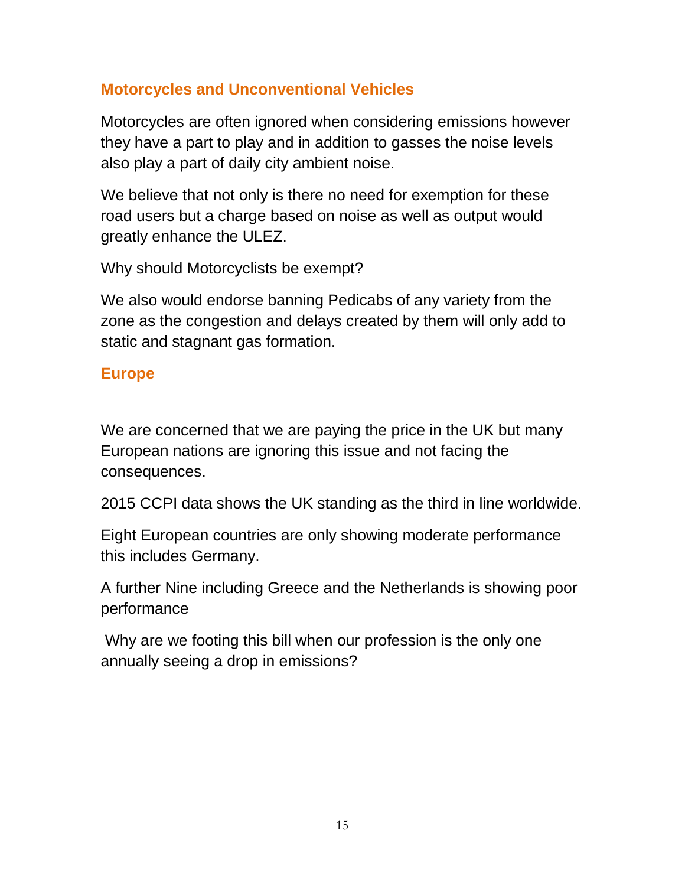## Motorcycles and Unconventional Vehicles

Motorcycles are often ignored when considering emissions however they have a part to play and in addition to gasses the noise levels also play a part of daily city ambient noise.

We believe that not only is there no need for exemption for these road users but a charge based on noise as well as output would greatly enhance the ULEZ.

Why should Motorcyclists be exempt?

We also would endorse banning Pedicabs of any variety from the zone as the congestion and delays created by them will only add to static and stagnant gas formation.

## Europe

We are concerned that we are paying the price in the UK but many European nations are ignoring this issue and not facing the consequences.

2015 CCPI data shows the UK standing as the third in line worldwide.

Eight European countries are only showing moderate performance this includes Germany.

A further Nine including Greece and the Netherlands is showing poor performance

Why are we footing this bill when our profession is the only one annually seeing a drop in emissions?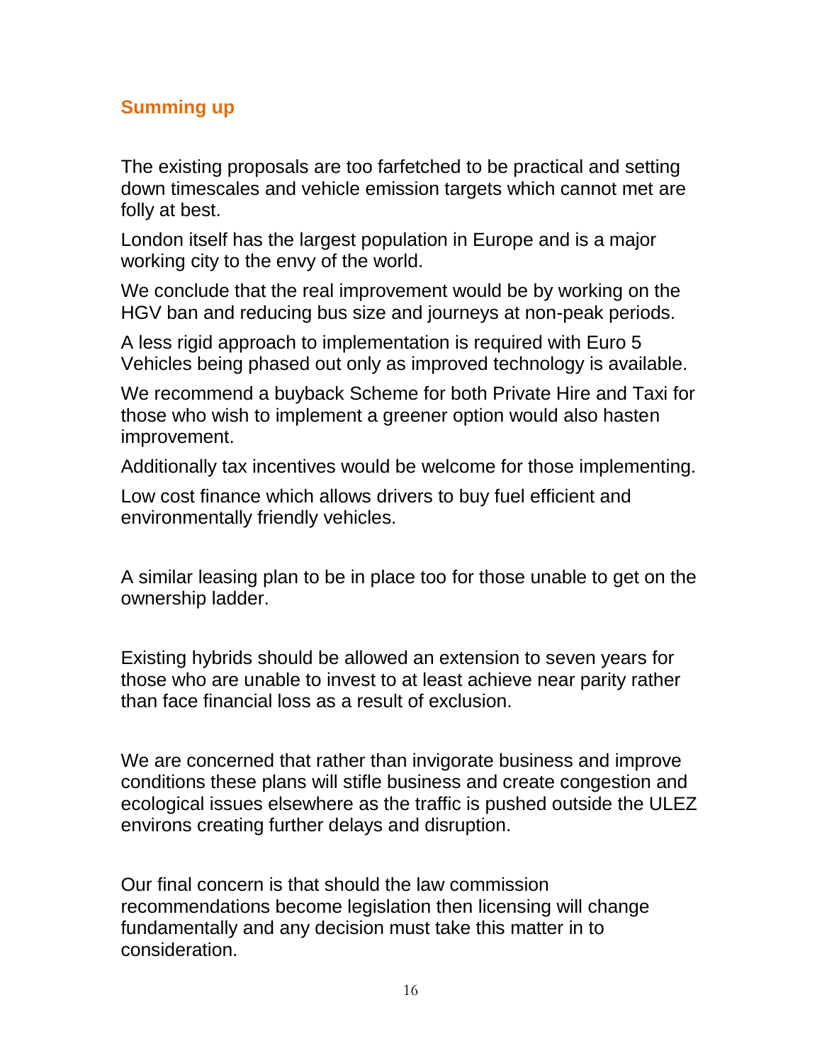## Summing up

The existing proposals are too farfetched to be practical and setting down timescales and vehicle emission targets which cannot met are folly at best.

London itself has the largest population in Europe and is a major working city to the envy of the world.

We conclude that the real improvement would be by working on the HGV ban and reducing bus size and journeys at non-peak periods.

A less rigid approach to implementation is required with Euro 5 Vehicles being phased out only as improved technology is available.

We recommend a buyback Scheme for both Private Hire and Taxi for those who wish to implement a greener option would also hasten improvement.

Additionally tax incentives would be welcome for those implementing.

Low cost finance which allows drivers to buy fuel efficient and environmentally friendly vehicles.

A similar leasing plan to be in place too for those unable to get on the ownership ladder.

Existing hybrids should be allowed an extension to seven years for those who are unable to invest to at least achieve near parity rather than face financial loss as a result of exclusion.

We are concerned that rather than invigorate business and improve conditions these plans will stifle business and create congestion and ecological issues elsewhere as the traffic is pushed outside the ULEZ environs creating further delays and disruption.

Our final concern is that should the law commission recommendations become legislation then licensing will change fundamentally and any decision must take this matter in to consideration.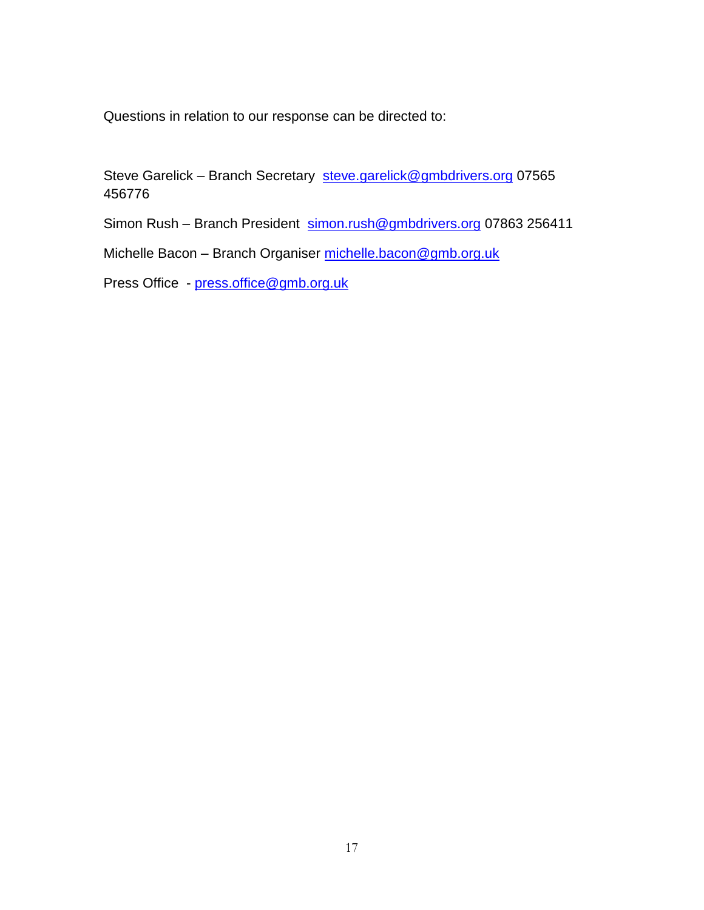Questions in relation to our response can be directed to:

Steve Garelick – Branch Secretary steve.garelick@gmbdrivers.org 07565 456776

Simon Rush – Branch President simon.rush@gmbdrivers.org 07863 256411

Michelle Bacon – Branch Organiser michelle.bacon@gmb.org.uk

Press Office - press.office@gmb.org.uk